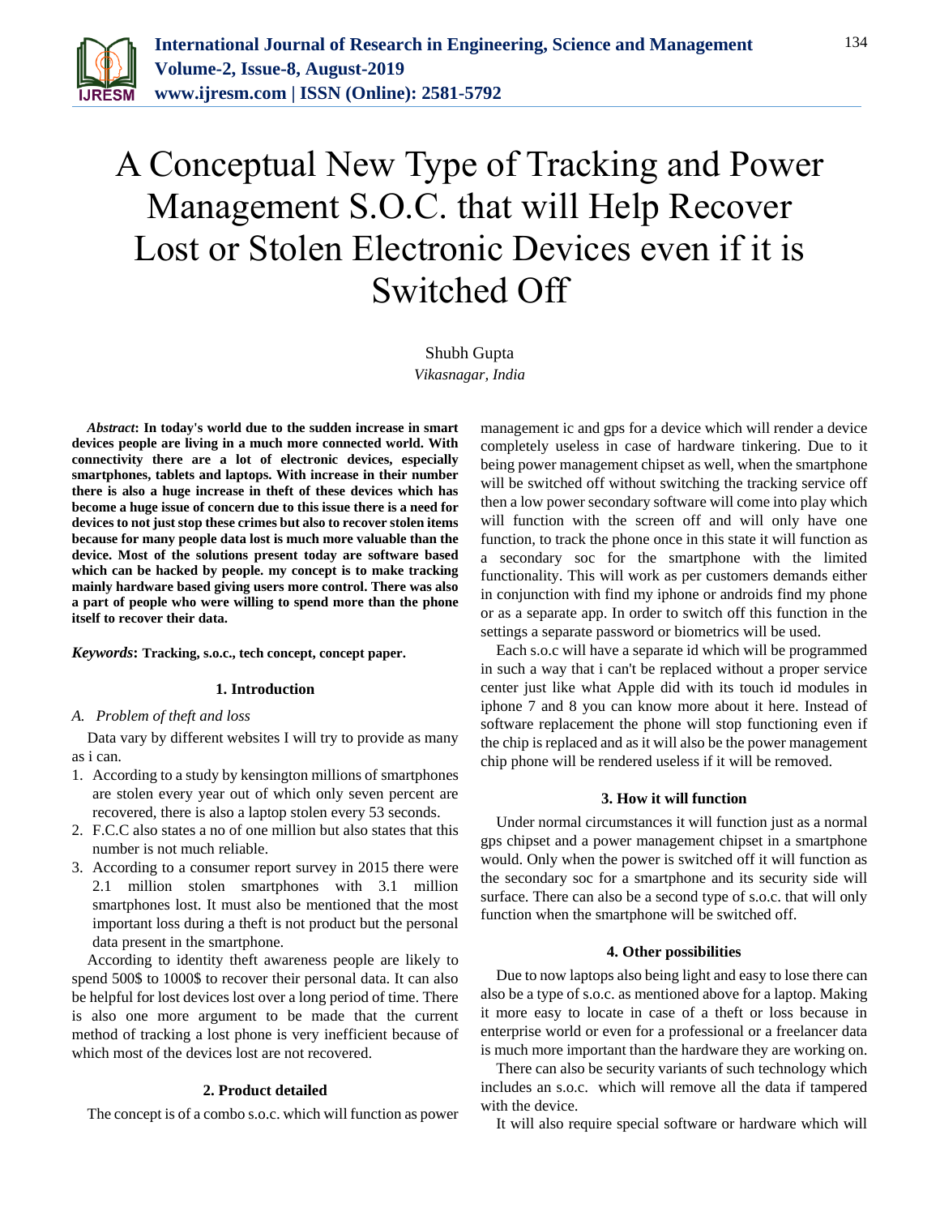# A Conceptual New Type of Tracking and Power Management S.O.C. that will Help Recover Lost or Stolen Electronic Devices even if it is Switched Off

Shubh Gupta

*Vikasnagar, India*

***Abstract*: In today's world due to the sudden increase in smart devices people are living in a much more connected world. With connectivity there are a lot of electronic devices, especially smartphones, tablets and laptops. With increase in their number there is also a huge increase in theft of these devices which has become a huge issue of concern due to this issue there is a need for devices to not just stop these crimes but also to recover stolen items because for many people data lost is much more valuable than the device. Most of the solutions present today are software based which can be hacked by people. my concept is to make tracking mainly hardware based giving users more control. There was also a part of people who were willing to spend more than the phone itself to recover their data.**

***Keywords*: Tracking, s.o.c., tech concept, concept paper.**

## 1. Introduction

### A. *Problem of theft and loss*

Data vary by different websites I will try to provide as many as i can.

1. According to a study by kensington millions of smartphones are stolen every year out of which only seven percent are recovered, there is also a laptop stolen every 53 seconds.
2. F.C.C also states a no of one million but also states that this number is not much reliable.
3. According to a consumer report survey in 2015 there were 2.1 million stolen smartphones with 3.1 million smartphones lost. It must also be mentioned that the most important loss during a theft is not product but the personal data present in the smartphone.

According to identity theft awareness people are likely to spend 500$ to 1000$ to recover their personal data. It can also be helpful for lost devices lost over a long period of time. There is also one more argument to be made that the current method of tracking a lost phone is very inefficient because of which most of the devices lost are not recovered.

## 2. Product detailed

The concept is of a combo s.o.c. which will function as power management ic and gps for a device which will render a device completely useless in case of hardware tinkering. Due to it being power management chipset as well, when the smartphone will be switched off without switching the tracking service off then a low power secondary software will come into play which will function with the screen off and will only have one function, to track the phone once in this state it will function as a secondary soc for the smartphone with the limited functionality. This will work as per customers demands either in conjunction with find my iphone or androids find my phone or as a separate app. In order to switch off this function in the settings a separate password or biometrics will be used.

Each s.o.c will have a separate id which will be programmed in such a way that i can't be replaced without a proper service center just like what Apple did with its touch id modules in iphone 7 and 8 you can know more about it here. Instead of software replacement the phone will stop functioning even if the chip is replaced and as it will also be the power management chip phone will be rendered useless if it will be removed.

## 3. How it will function

Under normal circumstances it will function just as a normal gps chipset and a power management chipset in a smartphone would. Only when the power is switched off it will function as the secondary soc for a smartphone and its security side will surface. There can also be a second type of s.o.c. that will only function when the smartphone will be switched off.

## 4. Other possibilities

Due to now laptops also being light and easy to lose there can also be a type of s.o.c. as mentioned above for a laptop. Making it more easy to locate in case of a theft or loss because in enterprise world or even for a professional or a freelancer data is much more important than the hardware they are working on.

There can also be security variants of such technology which includes an s.o.c. which will remove all the data if tampered with the device.

It will also require special software or hardware which will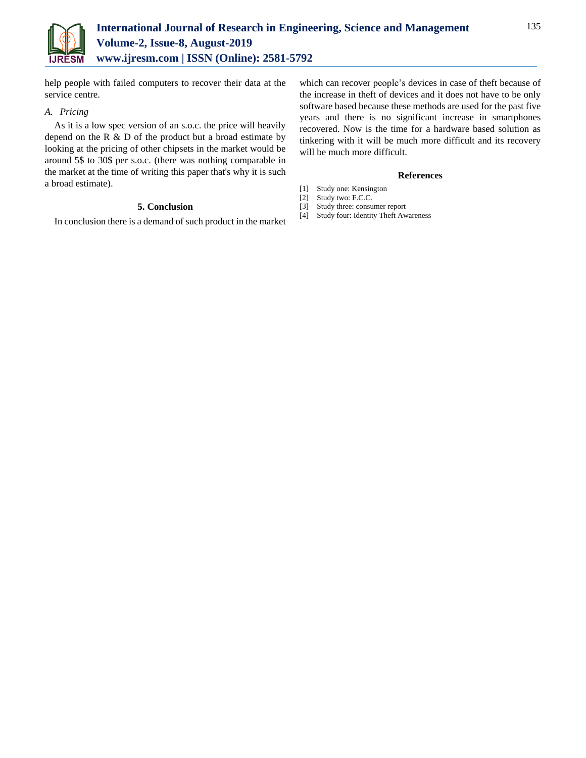help people with failed computers to recover their data at the service centre.

### A. Pricing

As it is a low spec version of an s.o.c. the price will heavily depend on the R & D of the product but a broad estimate by looking at the pricing of other chipsets in the market would be around 5$ to 30$ per s.o.c. (there was nothing comparable in the market at the time of writing this paper that's why it is such a broad estimate).

## 5. Conclusion

In conclusion there is a demand of such product in the market which can recover people's devices in case of theft because of the increase in theft of devices and it does not have to be only software based because these methods are used for the past five years and there is no significant increase in smartphones recovered. Now is the time for a hardware based solution as tinkering with it will be much more difficult and its recovery will be much more difficult.

## References

[1] Study one: Kensington
[2] Study two: F.C.C.
[3] Study three: consumer report
[4] Study four: Identity Theft Awareness